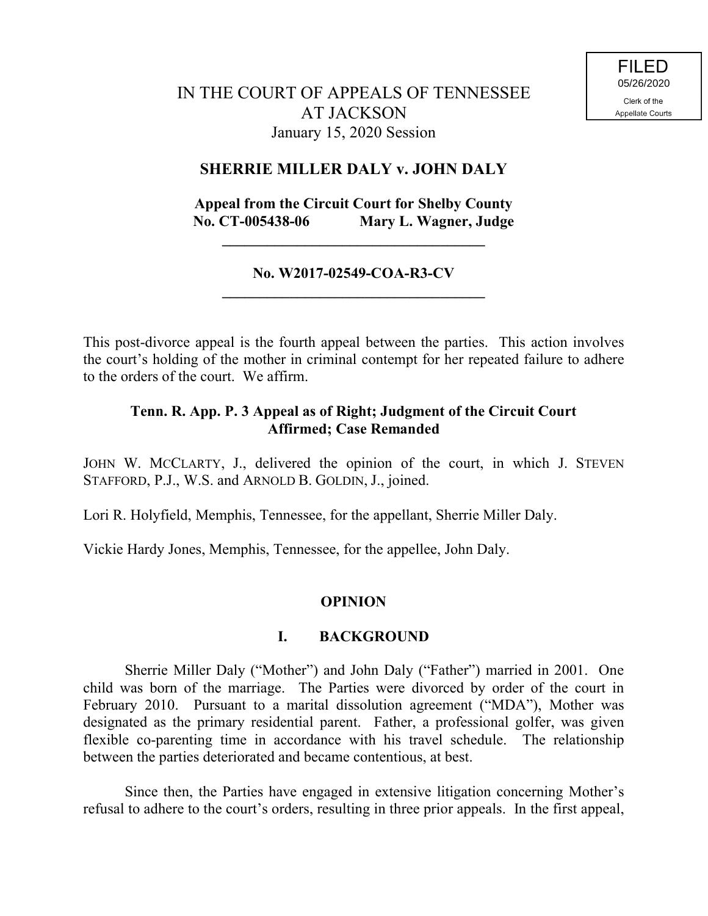FILED
05/26/2020
Clerk of the
Appellate Courts

IN THE COURT OF APPEALS OF TENNESSEE
AT JACKSON
January 15, 2020 Session

**SHERRIE MILLER DALY v. JOHN DALY**

**Appeal from the Circuit Court for Shelby County**
**No. CT-005438-06 Mary L. Wagner, Judge**

---

**No. W2017-02549-COA-R3-CV**

---

This post-divorce appeal is the fourth appeal between the parties. This action involves the court's holding of the mother in criminal contempt for her repeated failure to adhere to the orders of the court. We affirm.

**Tenn. R. App. P. 3 Appeal as of Right; Judgment of the Circuit Court Affirmed; Case Remanded**

JOHN W. MCCLARTY, J., delivered the opinion of the court, in which J. STEVEN STAFFORD, P.J., W.S. and ARNOLD B. GOLDIN, J., joined.

Lori R. Holyfield, Memphis, Tennessee, for the appellant, Sherrie Miller Daly.

Vickie Hardy Jones, Memphis, Tennessee, for the appellee, John Daly.

## OPINION

### I. BACKGROUND

Sherrie Miller Daly ("Mother") and John Daly ("Father") married in 2001. One child was born of the marriage. The Parties were divorced by order of the court in February 2010. Pursuant to a marital dissolution agreement ("MDA"), Mother was designated as the primary residential parent. Father, a professional golfer, was given flexible co-parenting time in accordance with his travel schedule. The relationship between the parties deteriorated and became contentious, at best.

Since then, the Parties have engaged in extensive litigation concerning Mother's refusal to adhere to the court's orders, resulting in three prior appeals. In the first appeal,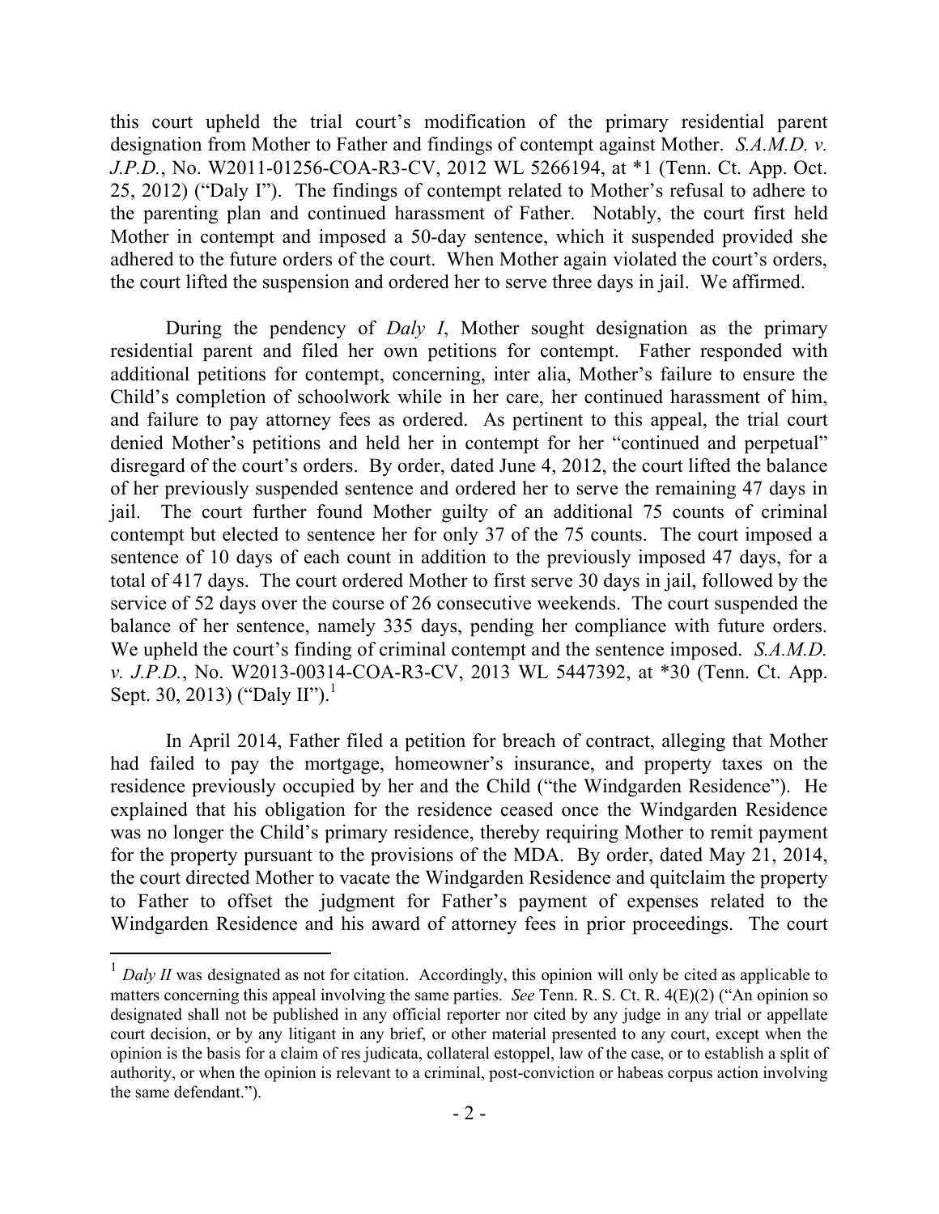this court upheld the trial court's modification of the primary residential parent designation from Mother to Father and findings of contempt against Mother. *S.A.M.D. v. J.P.D.*, No. W2011-01256-COA-R3-CV, 2012 WL 5266194, at *1 (Tenn. Ct. App. Oct. 25, 2012) ("Daly I"). The findings of contempt related to Mother's refusal to adhere to the parenting plan and continued harassment of Father. Notably, the court first held Mother in contempt and imposed a 50-day sentence, which it suspended provided she adhered to the future orders of the court. When Mother again violated the court's orders, the court lifted the suspension and ordered her to serve three days in jail. We affirmed.

During the pendency of *Daly I*, Mother sought designation as the primary residential parent and filed her own petitions for contempt. Father responded with additional petitions for contempt, concerning, inter alia, Mother's failure to ensure the Child's completion of schoolwork while in her care, her continued harassment of him, and failure to pay attorney fees as ordered. As pertinent to this appeal, the trial court denied Mother's petitions and held her in contempt for her "continued and perpetual" disregard of the court's orders. By order, dated June 4, 2012, the court lifted the balance of her previously suspended sentence and ordered her to serve the remaining 47 days in jail. The court further found Mother guilty of an additional 75 counts of criminal contempt but elected to sentence her for only 37 of the 75 counts. The court imposed a sentence of 10 days of each count in addition to the previously imposed 47 days, for a total of 417 days. The court ordered Mother to first serve 30 days in jail, followed by the service of 52 days over the course of 26 consecutive weekends. The court suspended the balance of her sentence, namely 335 days, pending her compliance with future orders. We upheld the court's finding of criminal contempt and the sentence imposed. *S.A.M.D. v. J.P.D.*, No. W2013-00314-COA-R3-CV, 2013 WL 5447392, at *30 (Tenn. Ct. App. Sept. 30, 2013) ("Daly II").[1]

In April 2014, Father filed a petition for breach of contract, alleging that Mother had failed to pay the mortgage, homeowner's insurance, and property taxes on the residence previously occupied by her and the Child ("the Windgarden Residence"). He explained that his obligation for the residence ceased once the Windgarden Residence was no longer the Child's primary residence, thereby requiring Mother to remit payment for the property pursuant to the provisions of the MDA. By order, dated May 21, 2014, the court directed Mother to vacate the Windgarden Residence and quitclaim the property to Father to offset the judgment for Father's payment of expenses related to the Windgarden Residence and his award of attorney fees in prior proceedings. The court

[1] *Daly II* was designated as not for citation. Accordingly, this opinion will only be cited as applicable to matters concerning this appeal involving the same parties. *See* Tenn. R. S. Ct. R. 4(E)(2) ("An opinion so designated shall not be published in any official reporter nor cited by any judge in any trial or appellate court decision, or by any litigant in any brief, or other material presented to any court, except when the opinion is the basis for a claim of res judicata, collateral estoppel, law of the case, or to establish a split of authority, or when the opinion is relevant to a criminal, post-conviction or habeas corpus action involving the same defendant.").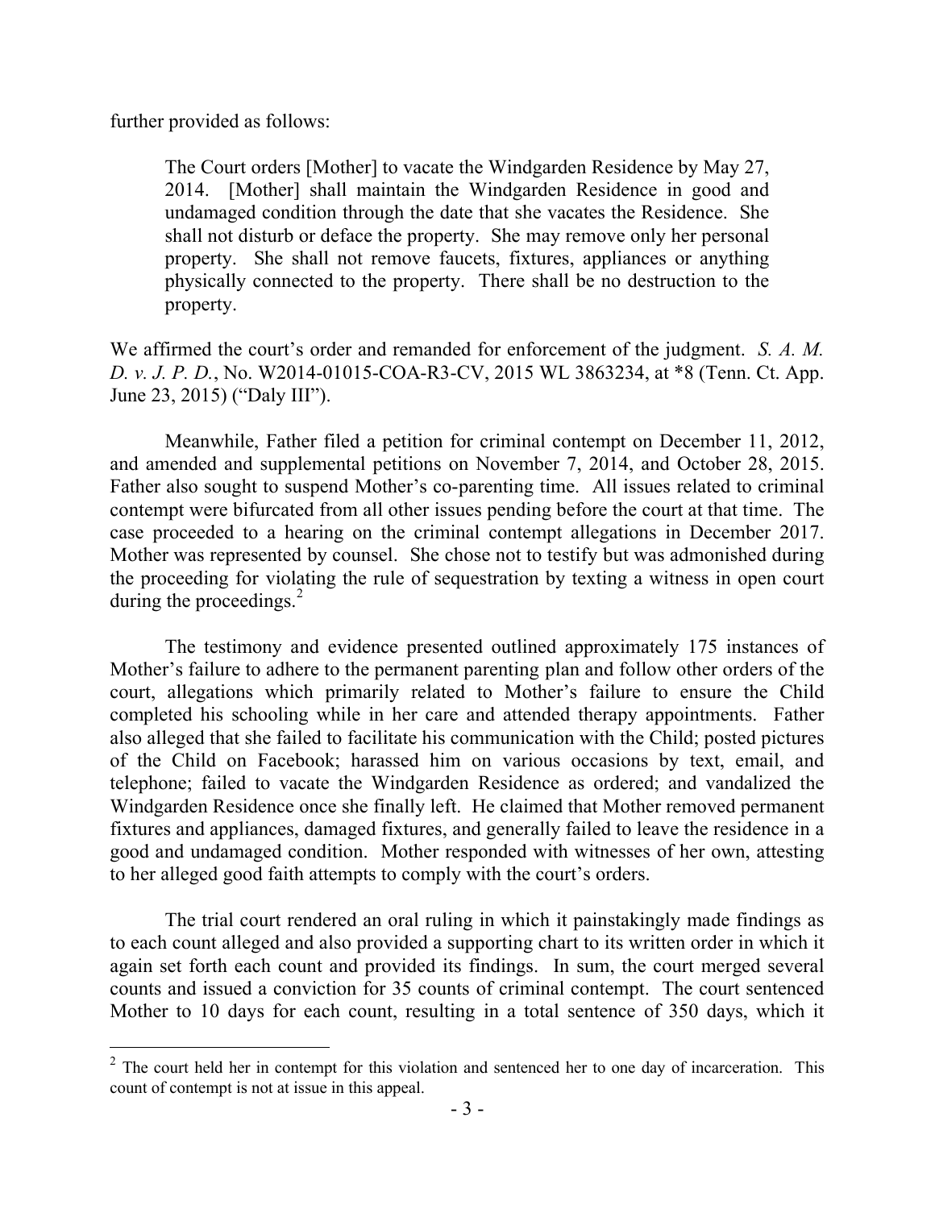further provided as follows:

> The Court orders [Mother] to vacate the Windgarden Residence by May 27, 2014. [Mother] shall maintain the Windgarden Residence in good and undamaged condition through the date that she vacates the Residence. She shall not disturb or deface the property. She may remove only her personal property. She shall not remove faucets, fixtures, appliances or anything physically connected to the property. There shall be no destruction to the property.

We affirmed the court's order and remanded for enforcement of the judgment. *S. A. M. D. v. J. P. D.*, No. W2014-01015-COA-R3-CV, 2015 WL 3863234, at *8 (Tenn. Ct. App. June 23, 2015) ("Daly III").

Meanwhile, Father filed a petition for criminal contempt on December 11, 2012, and amended and supplemental petitions on November 7, 2014, and October 28, 2015. Father also sought to suspend Mother's co-parenting time. All issues related to criminal contempt were bifurcated from all other issues pending before the court at that time. The case proceeded to a hearing on the criminal contempt allegations in December 2017. Mother was represented by counsel. She chose not to testify but was admonished during the proceeding for violating the rule of sequestration by texting a witness in open court during the proceedings.[2]

The testimony and evidence presented outlined approximately 175 instances of Mother's failure to adhere to the permanent parenting plan and follow other orders of the court, allegations which primarily related to Mother's failure to ensure the Child completed his schooling while in her care and attended therapy appointments. Father also alleged that she failed to facilitate his communication with the Child; posted pictures of the Child on Facebook; harassed him on various occasions by text, email, and telephone; failed to vacate the Windgarden Residence as ordered; and vandalized the Windgarden Residence once she finally left. He claimed that Mother removed permanent fixtures and appliances, damaged fixtures, and generally failed to leave the residence in a good and undamaged condition. Mother responded with witnesses of her own, attesting to her alleged good faith attempts to comply with the court's orders.

The trial court rendered an oral ruling in which it painstakingly made findings as to each count alleged and also provided a supporting chart to its written order in which it again set forth each count and provided its findings. In sum, the court merged several counts and issued a conviction for 35 counts of criminal contempt. The court sentenced Mother to 10 days for each count, resulting in a total sentence of 350 days, which it

---

[2] The court held her in contempt for this violation and sentenced her to one day of incarceration. This count of contempt is not at issue in this appeal.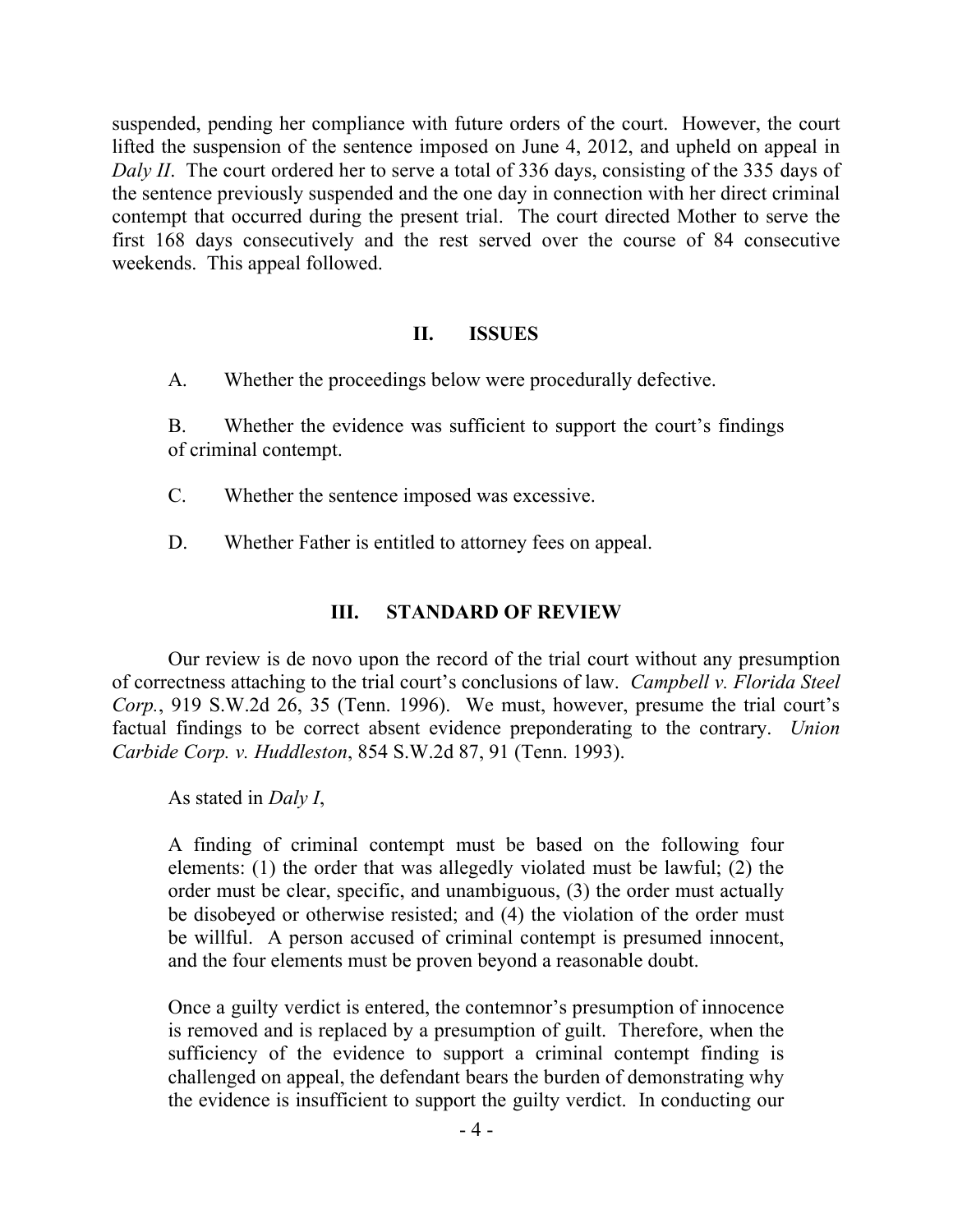suspended, pending her compliance with future orders of the court. However, the court lifted the suspension of the sentence imposed on June 4, 2012, and upheld on appeal in *Daly II*. The court ordered her to serve a total of 336 days, consisting of the 335 days of the sentence previously suspended and the one day in connection with her direct criminal contempt that occurred during the present trial. The court directed Mother to serve the first 168 days consecutively and the rest served over the course of 84 consecutive weekends. This appeal followed.

## II. ISSUES

A. Whether the proceedings below were procedurally defective.

B. Whether the evidence was sufficient to support the court's findings of criminal contempt.

C. Whether the sentence imposed was excessive.

D. Whether Father is entitled to attorney fees on appeal.

## III. STANDARD OF REVIEW

Our review is de novo upon the record of the trial court without any presumption of correctness attaching to the trial court's conclusions of law. *Campbell v. Florida Steel Corp.*, 919 S.W.2d 26, 35 (Tenn. 1996). We must, however, presume the trial court's factual findings to be correct absent evidence preponderating to the contrary. *Union Carbide Corp. v. Huddleston*, 854 S.W.2d 87, 91 (Tenn. 1993).

As stated in *Daly I*,

> A finding of criminal contempt must be based on the following four elements: (1) the order that was allegedly violated must be lawful; (2) the order must be clear, specific, and unambiguous, (3) the order must actually be disobeyed or otherwise resisted; and (4) the violation of the order must be willful. A person accused of criminal contempt is presumed innocent, and the four elements must be proven beyond a reasonable doubt.
>
> Once a guilty verdict is entered, the contemnor's presumption of innocence is removed and is replaced by a presumption of guilt. Therefore, when the sufficiency of the evidence to support a criminal contempt finding is challenged on appeal, the defendant bears the burden of demonstrating why the evidence is insufficient to support the guilty verdict. In conducting our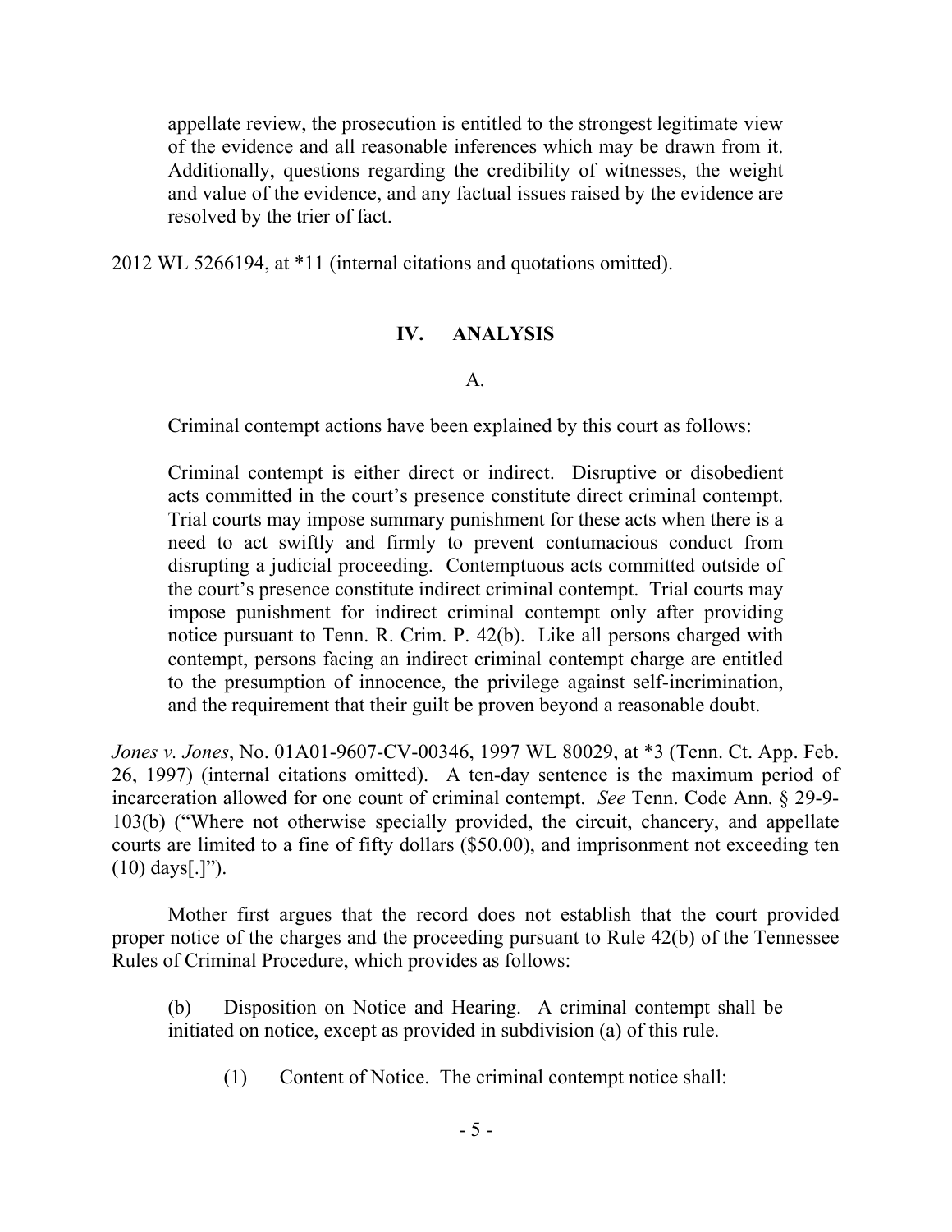> appellate review, the prosecution is entitled to the strongest legitimate view of the evidence and all reasonable inferences which may be drawn from it. Additionally, questions regarding the credibility of witnesses, the weight and value of the evidence, and any factual issues raised by the evidence are resolved by the trier of fact.

2012 WL 5266194, at *11 (internal citations and quotations omitted).

## IV. ANALYSIS

### A.

Criminal contempt actions have been explained by this court as follows:

> Criminal contempt is either direct or indirect. Disruptive or disobedient acts committed in the court's presence constitute direct criminal contempt. Trial courts may impose summary punishment for these acts when there is a need to act swiftly and firmly to prevent contumacious conduct from disrupting a judicial proceeding. Contemptuous acts committed outside of the court's presence constitute indirect criminal contempt. Trial courts may impose punishment for indirect criminal contempt only after providing notice pursuant to Tenn. R. Crim. P. 42(b). Like all persons charged with contempt, persons facing an indirect criminal contempt charge are entitled to the presumption of innocence, the privilege against self-incrimination, and the requirement that their guilt be proven beyond a reasonable doubt.

*Jones v. Jones*, No. 01A01-9607-CV-00346, 1997 WL 80029, at *3 (Tenn. Ct. App. Feb. 26, 1997) (internal citations omitted). A ten-day sentence is the maximum period of incarceration allowed for one count of criminal contempt. *See* Tenn. Code Ann. § 29-9-103(b) ("Where not otherwise specially provided, the circuit, chancery, and appellate courts are limited to a fine of fifty dollars ($50.00), and imprisonment not exceeding ten (10) days[.]").

Mother first argues that the record does not establish that the court provided proper notice of the charges and the proceeding pursuant to Rule 42(b) of the Tennessee Rules of Criminal Procedure, which provides as follows:

> (b) Disposition on Notice and Hearing. A criminal contempt shall be initiated on notice, except as provided in subdivision (a) of this rule.
>
> (1) Content of Notice. The criminal contempt notice shall: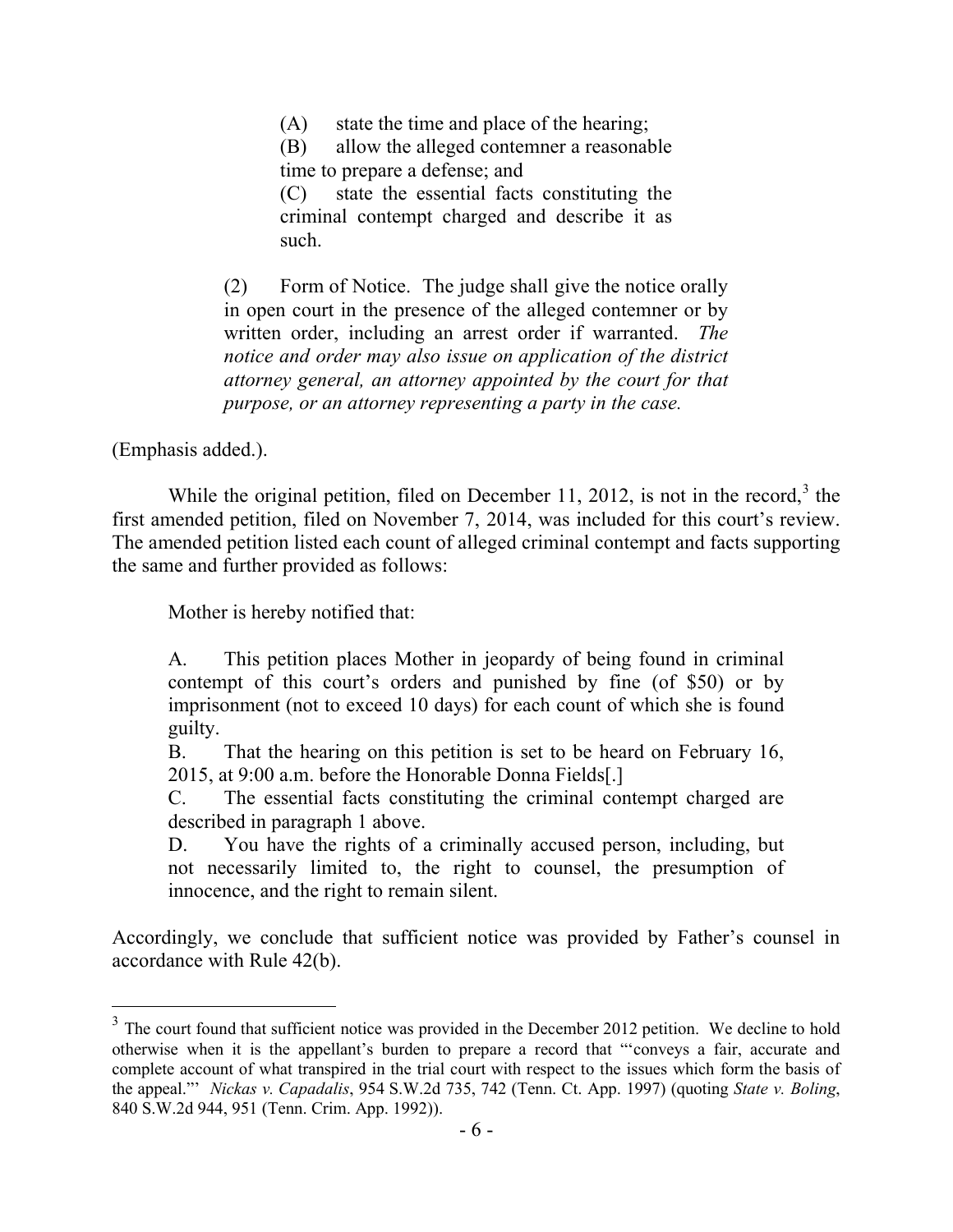> (A) state the time and place of the hearing;
>
> (B) allow the alleged contemner a reasonable time to prepare a defense; and
>
> (C) state the essential facts constituting the criminal contempt charged and describe it as such.
>
> (2) Form of Notice. The judge shall give the notice orally in open court in the presence of the alleged contemner or by written order, including an arrest order if warranted. *The notice and order may also issue on application of the district attorney general, an attorney appointed by the court for that purpose, or an attorney representing a party in the case.*

(Emphasis added.).

While the original petition, filed on December 11, 2012, is not in the record,[3] the first amended petition, filed on November 7, 2014, was included for this court's review. The amended petition listed each count of alleged criminal contempt and facts supporting the same and further provided as follows:

> Mother is hereby notified that:
>
> A. This petition places Mother in jeopardy of being found in criminal contempt of this court's orders and punished by fine (of $50) or by imprisonment (not to exceed 10 days) for each count of which she is found guilty.
>
> B. That the hearing on this petition is set to be heard on February 16, 2015, at 9:00 a.m. before the Honorable Donna Fields[.]
>
> C. The essential facts constituting the criminal contempt charged are described in paragraph 1 above.
>
> D. You have the rights of a criminally accused person, including, but not necessarily limited to, the right to counsel, the presumption of innocence, and the right to remain silent.

Accordingly, we conclude that sufficient notice was provided by Father's counsel in accordance with Rule 42(b).

---

[3] The court found that sufficient notice was provided in the December 2012 petition. We decline to hold otherwise when it is the appellant's burden to prepare a record that "'conveys a fair, accurate and complete account of what transpired in the trial court with respect to the issues which form the basis of the appeal."' *Nickas v. Capadalis*, 954 S.W.2d 735, 742 (Tenn. Ct. App. 1997) (quoting *State v. Boling*, 840 S.W.2d 944, 951 (Tenn. Crim. App. 1992)).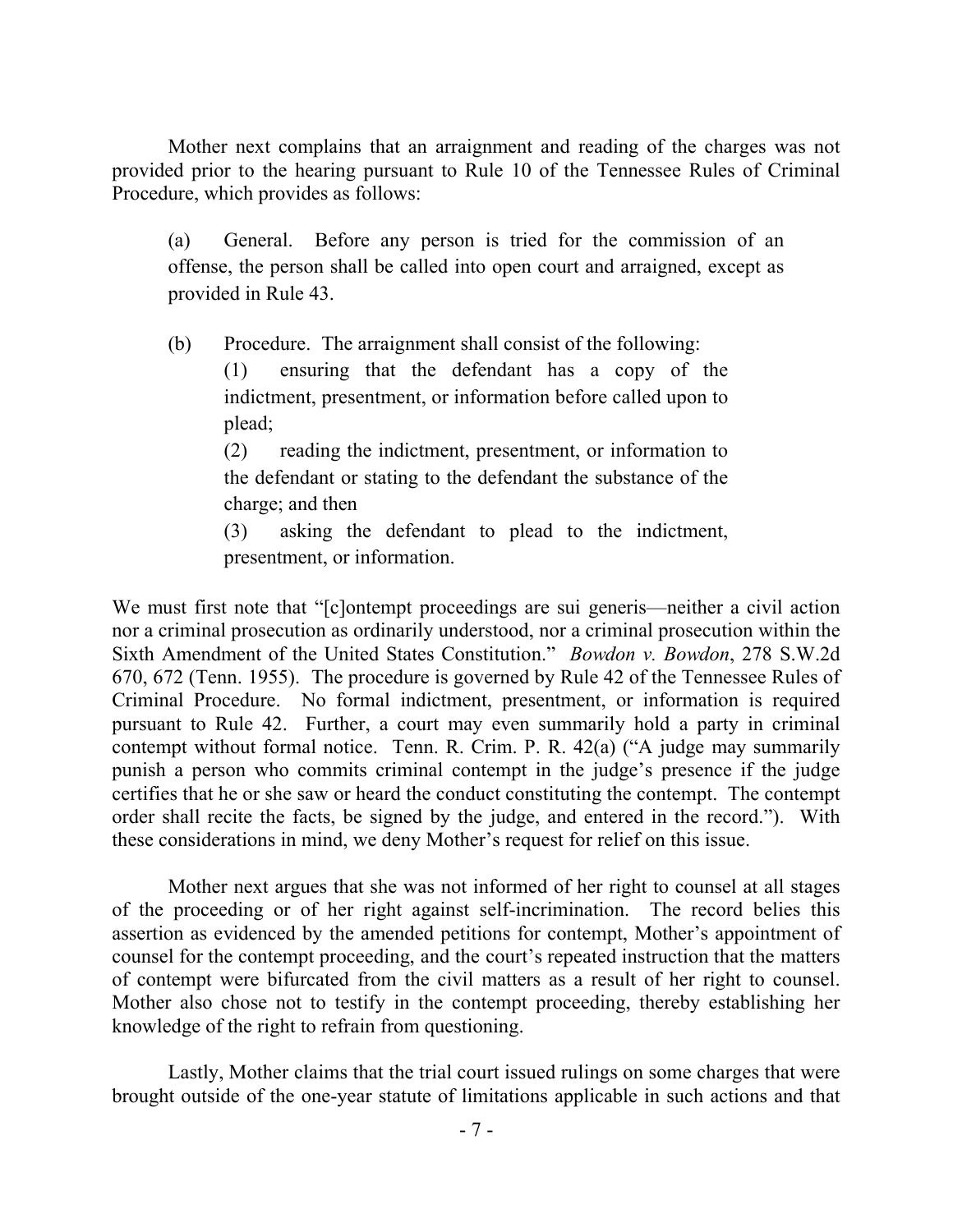Mother next complains that an arraignment and reading of the charges was not provided prior to the hearing pursuant to Rule 10 of the Tennessee Rules of Criminal Procedure, which provides as follows:

> (a) General. Before any person is tried for the commission of an offense, the person shall be called into open court and arraigned, except as provided in Rule 43.
>
> (b) Procedure. The arraignment shall consist of the following:
>
> (1) ensuring that the defendant has a copy of the indictment, presentment, or information before called upon to plead;
>
> (2) reading the indictment, presentment, or information to the defendant or stating to the defendant the substance of the charge; and then
>
> (3) asking the defendant to plead to the indictment, presentment, or information.

We must first note that "[c]ontempt proceedings are sui generis—neither a civil action nor a criminal prosecution as ordinarily understood, nor a criminal prosecution within the Sixth Amendment of the United States Constitution." *Bowdon v. Bowdon*, 278 S.W.2d 670, 672 (Tenn. 1955). The procedure is governed by Rule 42 of the Tennessee Rules of Criminal Procedure. No formal indictment, presentment, or information is required pursuant to Rule 42. Further, a court may even summarily hold a party in criminal contempt without formal notice. Tenn. R. Crim. P. R. 42(a) ("A judge may summarily punish a person who commits criminal contempt in the judge's presence if the judge certifies that he or she saw or heard the conduct constituting the contempt. The contempt order shall recite the facts, be signed by the judge, and entered in the record."). With these considerations in mind, we deny Mother's request for relief on this issue.

Mother next argues that she was not informed of her right to counsel at all stages of the proceeding or of her right against self-incrimination. The record belies this assertion as evidenced by the amended petitions for contempt, Mother's appointment of counsel for the contempt proceeding, and the court's repeated instruction that the matters of contempt were bifurcated from the civil matters as a result of her right to counsel. Mother also chose not to testify in the contempt proceeding, thereby establishing her knowledge of the right to refrain from questioning.

Lastly, Mother claims that the trial court issued rulings on some charges that were brought outside of the one-year statute of limitations applicable in such actions and that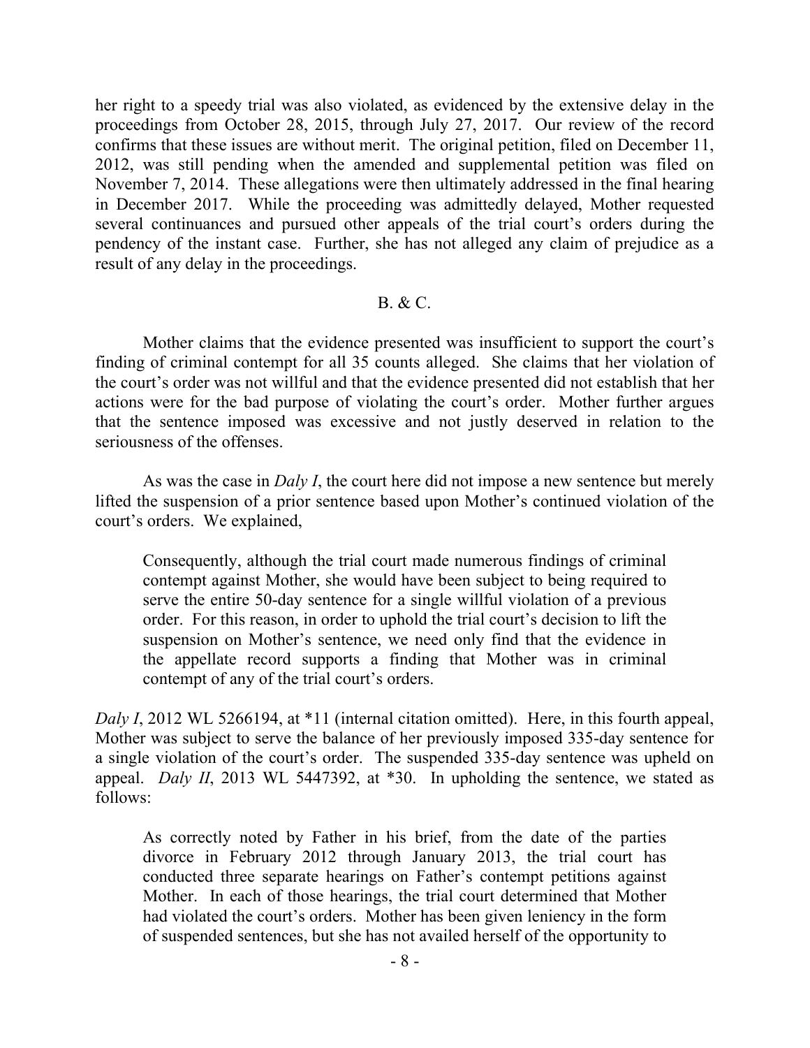her right to a speedy trial was also violated, as evidenced by the extensive delay in the proceedings from October 28, 2015, through July 27, 2017. Our review of the record confirms that these issues are without merit. The original petition, filed on December 11, 2012, was still pending when the amended and supplemental petition was filed on November 7, 2014. These allegations were then ultimately addressed in the final hearing in December 2017. While the proceeding was admittedly delayed, Mother requested several continuances and pursued other appeals of the trial court's orders during the pendency of the instant case. Further, she has not alleged any claim of prejudice as a result of any delay in the proceedings.

B. & C.

Mother claims that the evidence presented was insufficient to support the court's finding of criminal contempt for all 35 counts alleged. She claims that her violation of the court's order was not willful and that the evidence presented did not establish that her actions were for the bad purpose of violating the court's order. Mother further argues that the sentence imposed was excessive and not justly deserved in relation to the seriousness of the offenses.

As was the case in *Daly I*, the court here did not impose a new sentence but merely lifted the suspension of a prior sentence based upon Mother's continued violation of the court's orders. We explained,

> Consequently, although the trial court made numerous findings of criminal contempt against Mother, she would have been subject to being required to serve the entire 50-day sentence for a single willful violation of a previous order. For this reason, in order to uphold the trial court's decision to lift the suspension on Mother's sentence, we need only find that the evidence in the appellate record supports a finding that Mother was in criminal contempt of any of the trial court's orders.

*Daly I*, 2012 WL 5266194, at *11 (internal citation omitted). Here, in this fourth appeal, Mother was subject to serve the balance of her previously imposed 335-day sentence for a single violation of the court's order. The suspended 335-day sentence was upheld on appeal. *Daly II*, 2013 WL 5447392, at *30. In upholding the sentence, we stated as follows:

> As correctly noted by Father in his brief, from the date of the parties divorce in February 2012 through January 2013, the trial court has conducted three separate hearings on Father's contempt petitions against Mother. In each of those hearings, the trial court determined that Mother had violated the court's orders. Mother has been given leniency in the form of suspended sentences, but she has not availed herself of the opportunity to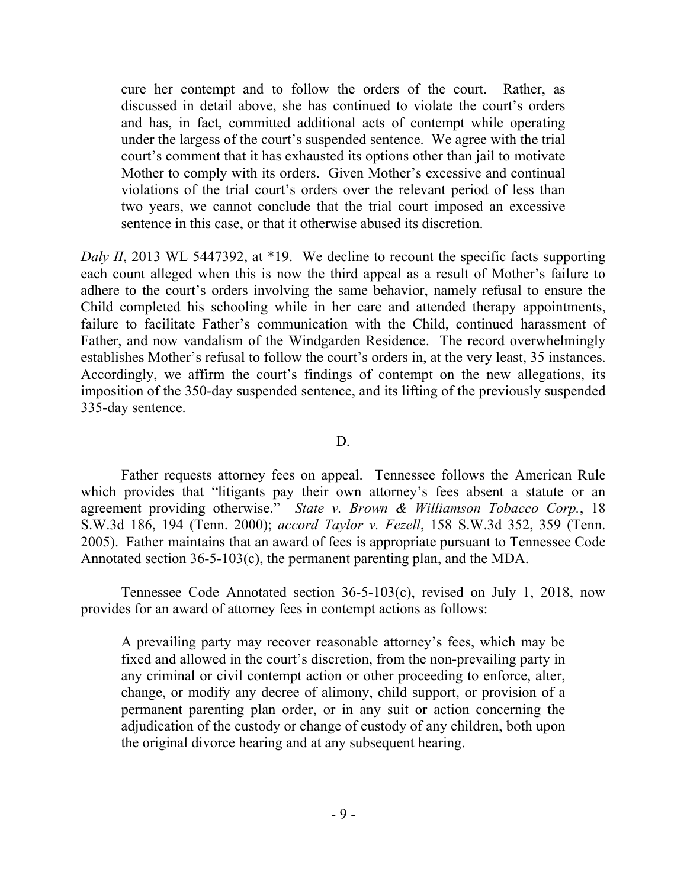> cure her contempt and to follow the orders of the court. Rather, as discussed in detail above, she has continued to violate the court's orders and has, in fact, committed additional acts of contempt while operating under the largess of the court's suspended sentence. We agree with the trial court's comment that it has exhausted its options other than jail to motivate Mother to comply with its orders. Given Mother's excessive and continual violations of the trial court's orders over the relevant period of less than two years, we cannot conclude that the trial court imposed an excessive sentence in this case, or that it otherwise abused its discretion.

*Daly II*, 2013 WL 5447392, at *19. We decline to recount the specific facts supporting each count alleged when this is now the third appeal as a result of Mother's failure to adhere to the court's orders involving the same behavior, namely refusal to ensure the Child completed his schooling while in her care and attended therapy appointments, failure to facilitate Father's communication with the Child, continued harassment of Father, and now vandalism of the Windgarden Residence. The record overwhelmingly establishes Mother's refusal to follow the court's orders in, at the very least, 35 instances. Accordingly, we affirm the court's findings of contempt on the new allegations, its imposition of the 350-day suspended sentence, and its lifting of the previously suspended 335-day sentence.

D.

Father requests attorney fees on appeal. Tennessee follows the American Rule which provides that "litigants pay their own attorney's fees absent a statute or an agreement providing otherwise." *State v. Brown & Williamson Tobacco Corp.*, 18 S.W.3d 186, 194 (Tenn. 2000); *accord Taylor v. Fezell*, 158 S.W.3d 352, 359 (Tenn. 2005). Father maintains that an award of fees is appropriate pursuant to Tennessee Code Annotated section 36-5-103(c), the permanent parenting plan, and the MDA.

Tennessee Code Annotated section 36-5-103(c), revised on July 1, 2018, now provides for an award of attorney fees in contempt actions as follows:

> A prevailing party may recover reasonable attorney's fees, which may be fixed and allowed in the court's discretion, from the non-prevailing party in any criminal or civil contempt action or other proceeding to enforce, alter, change, or modify any decree of alimony, child support, or provision of a permanent parenting plan order, or in any suit or action concerning the adjudication of the custody or change of custody of any children, both upon the original divorce hearing and at any subsequent hearing.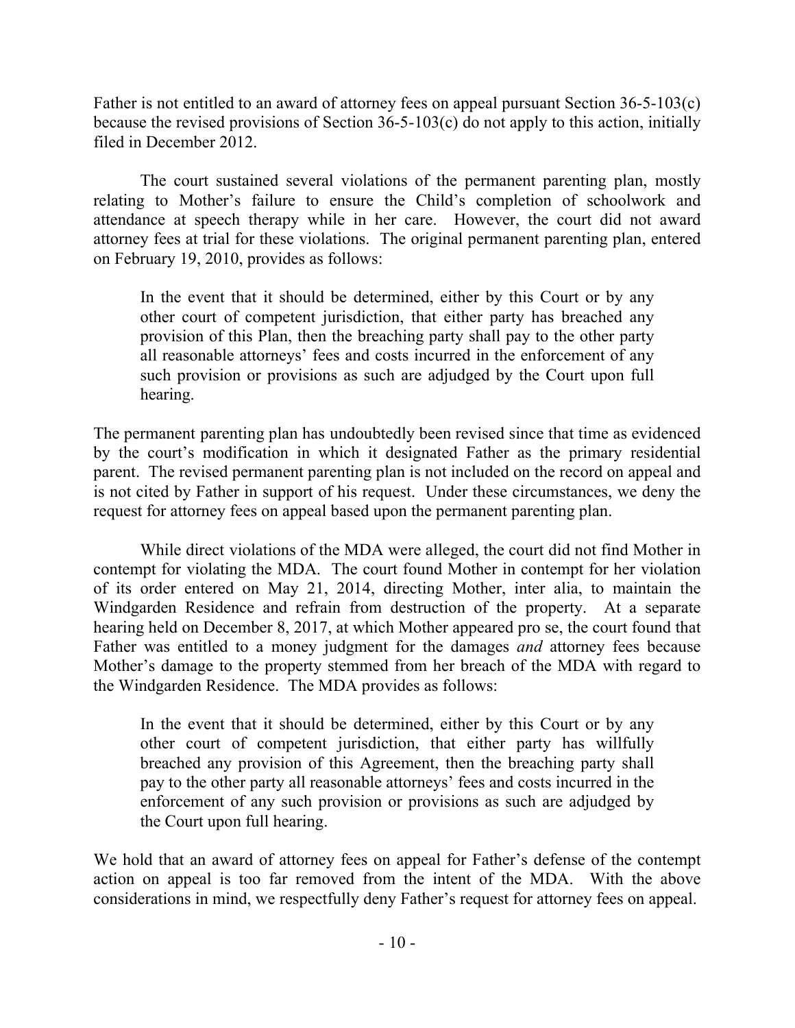Father is not entitled to an award of attorney fees on appeal pursuant Section 36-5-103(c) because the revised provisions of Section 36-5-103(c) do not apply to this action, initially filed in December 2012.

The court sustained several violations of the permanent parenting plan, mostly relating to Mother's failure to ensure the Child's completion of schoolwork and attendance at speech therapy while in her care. However, the court did not award attorney fees at trial for these violations. The original permanent parenting plan, entered on February 19, 2010, provides as follows:

> In the event that it should be determined, either by this Court or by any other court of competent jurisdiction, that either party has breached any provision of this Plan, then the breaching party shall pay to the other party all reasonable attorneys' fees and costs incurred in the enforcement of any such provision or provisions as such are adjudged by the Court upon full hearing.

The permanent parenting plan has undoubtedly been revised since that time as evidenced by the court's modification in which it designated Father as the primary residential parent. The revised permanent parenting plan is not included on the record on appeal and is not cited by Father in support of his request. Under these circumstances, we deny the request for attorney fees on appeal based upon the permanent parenting plan.

While direct violations of the MDA were alleged, the court did not find Mother in contempt for violating the MDA. The court found Mother in contempt for her violation of its order entered on May 21, 2014, directing Mother, inter alia, to maintain the Windgarden Residence and refrain from destruction of the property. At a separate hearing held on December 8, 2017, at which Mother appeared pro se, the court found that Father was entitled to a money judgment for the damages *and* attorney fees because Mother's damage to the property stemmed from her breach of the MDA with regard to the Windgarden Residence. The MDA provides as follows:

> In the event that it should be determined, either by this Court or by any other court of competent jurisdiction, that either party has willfully breached any provision of this Agreement, then the breaching party shall pay to the other party all reasonable attorneys' fees and costs incurred in the enforcement of any such provision or provisions as such are adjudged by the Court upon full hearing.

We hold that an award of attorney fees on appeal for Father's defense of the contempt action on appeal is too far removed from the intent of the MDA. With the above considerations in mind, we respectfully deny Father's request for attorney fees on appeal.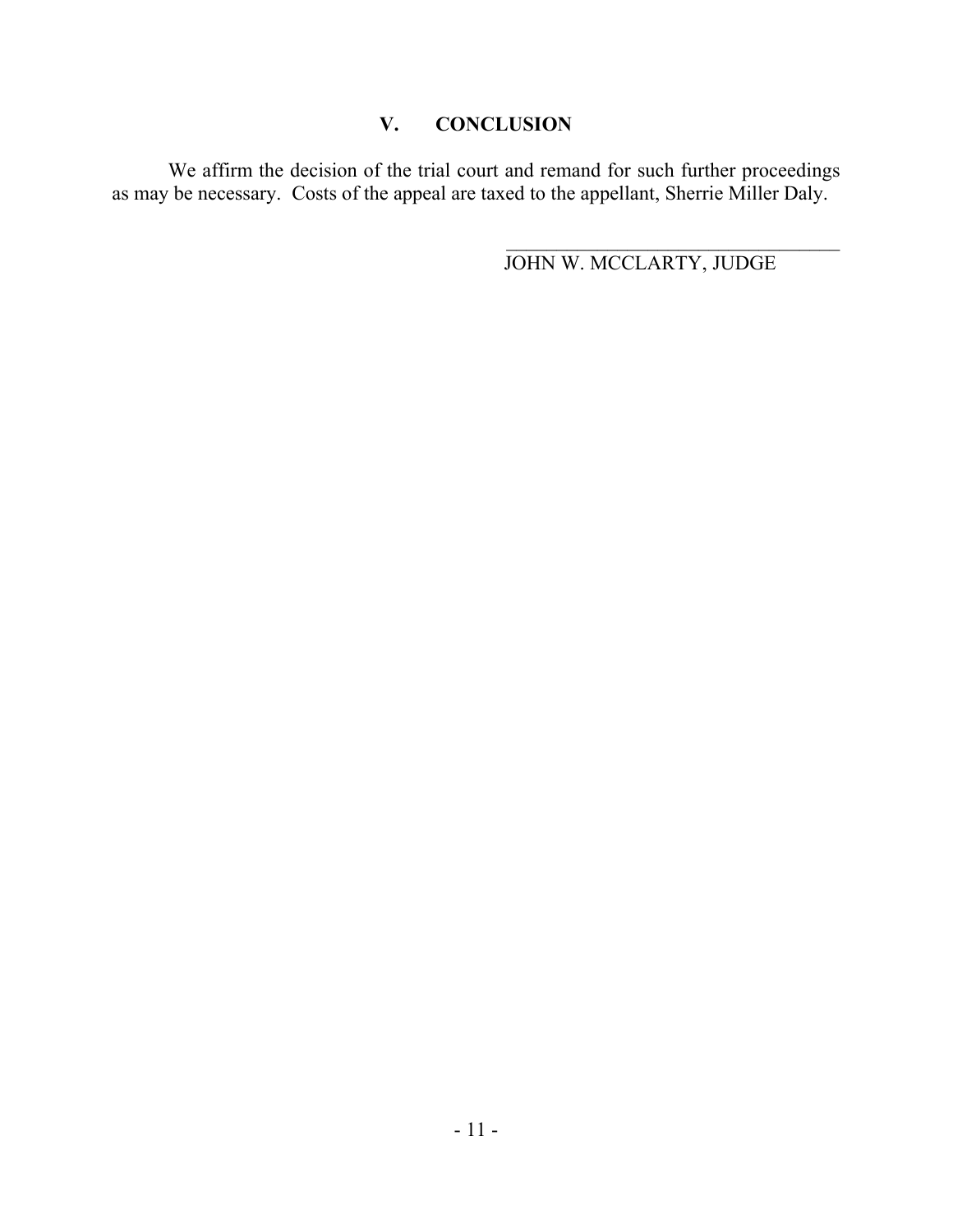## V. CONCLUSION

We affirm the decision of the trial court and remand for such further proceedings as may be necessary. Costs of the appeal are taxed to the appellant, Sherrie Miller Daly.

\_\_\_\_\_\_\_\_\_\_\_\_\_\_\_\_\_\_\_\_\_\_\_\_\_\_\_\_\_\_\_\_\_\_

JOHN W. MCCLARTY, JUDGE